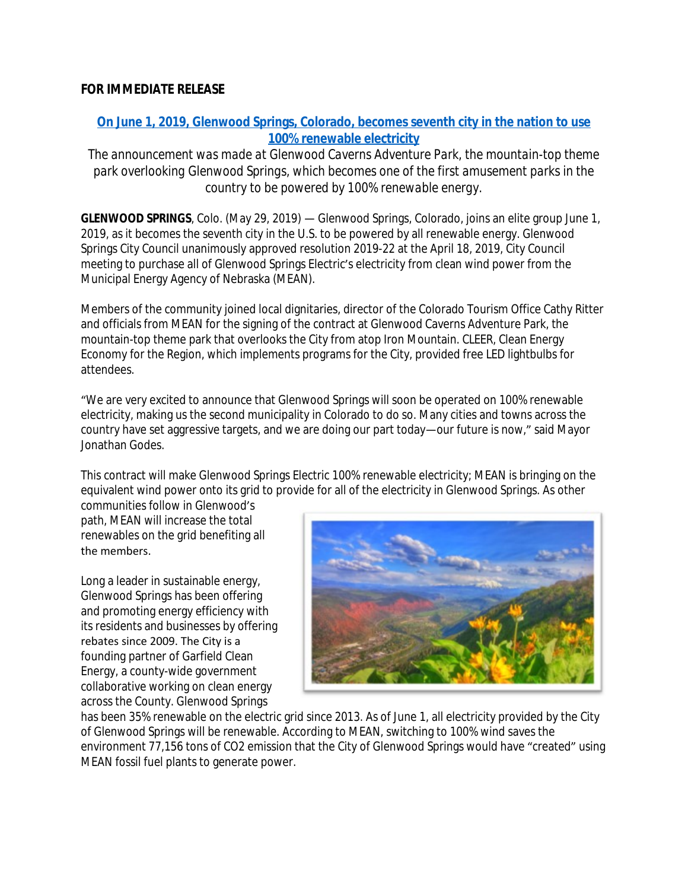**FOR IMMEDIATE RELEASE**

## On June 1, 2019, Glenwood Springs, Colorado, becomes seventh city in the nation to use 100% renewable electricity

*The announcement was made at Glenwood Caverns Adventure Park, the mountain-top theme park overlooking Glenwood Springs, which becomes one of the first amusement parks in the country to be powered by 100% renewable energy.*

**GLENWOOD SPRINGS**, Colo. (May 29, 2019) — Glenwood Springs, Colorado, joins an elite group June 1, 2019, as it becomes the seventh city in the U.S. to be powered by all renewable energy. Glenwood Springs City Council unanimously approved resolution 2019-22 at the April 18, 2019, City Council meeting to purchase all of Glenwood Springs Electric's electricity from clean wind power from the Municipal Energy Agency of Nebraska (MEAN).

Members of the community joined local dignitaries, director of the Colorado Tourism Office Cathy Ritter and officials from MEAN for the signing of the contract at Glenwood Caverns Adventure Park, the mountain-top theme park that overlooks the City from atop Iron Mountain. CLEER, Clean Energy Economy for the Region, which implements programs for the City, provided free LED lightbulbs for attendees.

"We are very excited to announce that Glenwood Springs will soon be operated on 100% renewable electricity, making us the second municipality in Colorado to do so. Many cities and towns across the country have set aggressive targets, and we are doing our part today—our future is now," said Mayor Jonathan Godes.

This contract will make Glenwood Springs Electric 100% renewable electricity; MEAN is bringing on the equivalent wind power onto its grid to provide for all of the electricity in Glenwood Springs. As other communities follow in Glenwood's path, MEAN will increase the total renewables on the grid benefiting all the members.

Long a leader in sustainable energy, Glenwood Springs has been offering and promoting energy efficiency with its residents and businesses by offering rebates since 2009. The City is a founding partner of Garfield Clean Energy, a county-wide government collaborative working on clean energy across the County. Glenwood Springs has been 35% renewable on the electric grid since 2013. As of June 1, all electricity provided by the City of Glenwood Springs will be renewable. According to MEAN, switching to 100% wind saves the environment 77,156 tons of $CO_2$ emission that the City of Glenwood Springs would have "created" using MEAN fossil fuel plants to generate power.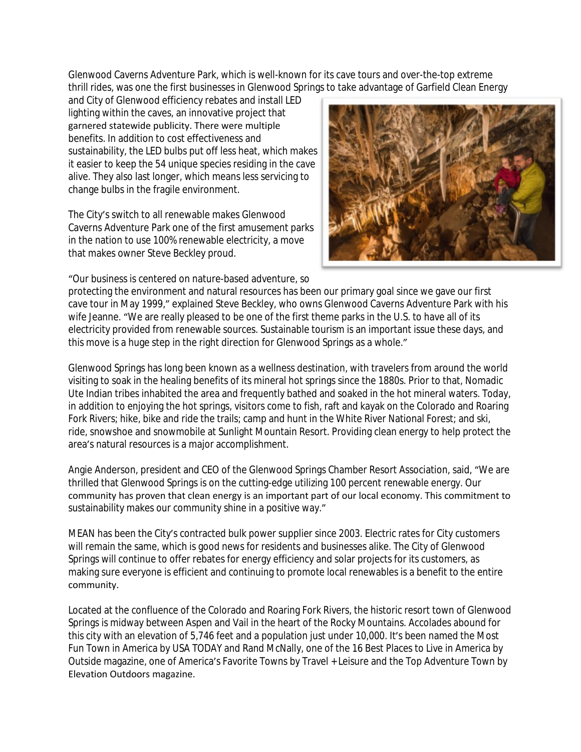Glenwood Caverns Adventure Park, which is well-known for its cave tours and over-the-top extreme thrill rides, was one the first businesses in Glenwood Springs to take advantage of Garfield Clean Energy and City of Glenwood efficiency rebates and install LED lighting within the caves, an innovative project that garnered statewide publicity. There were multiple benefits. In addition to cost effectiveness and sustainability, the LED bulbs put off less heat, which makes it easier to keep the 54 unique species residing in the cave alive. They also last longer, which means less servicing to change bulbs in the fragile environment.

The City's switch to all renewable makes Glenwood Caverns Adventure Park one of the first amusement parks in the nation to use 100% renewable electricity, a move that makes owner Steve Beckley proud.

"Our business is centered on nature-based adventure, so protecting the environment and natural resources has been our primary goal since we gave our first cave tour in May 1999," explained Steve Beckley, who owns Glenwood Caverns Adventure Park with his wife Jeanne. "We are really pleased to be one of the first theme parks in the U.S. to have all of its electricity provided from renewable sources. Sustainable tourism is an important issue these days, and this move is a huge step in the right direction for Glenwood Springs as a whole."

Glenwood Springs has long been known as a wellness destination, with travelers from around the world visiting to soak in the healing benefits of its mineral hot springs since the 1880s. Prior to that, Nomadic Ute Indian tribes inhabited the area and frequently bathed and soaked in the hot mineral waters. Today, in addition to enjoying the hot springs, visitors come to fish, raft and kayak on the Colorado and Roaring Fork Rivers; hike, bike and ride the trails; camp and hunt in the White River National Forest; and ski, ride, snowshoe and snowmobile at Sunlight Mountain Resort. Providing clean energy to help protect the area's natural resources is a major accomplishment.

Angie Anderson, president and CEO of the Glenwood Springs Chamber Resort Association, said, "We are thrilled that Glenwood Springs is on the cutting-edge utilizing 100 percent renewable energy. Our community has proven that clean energy is an important part of our local economy. This commitment to sustainability makes our community shine in a positive way."

MEAN has been the City's contracted bulk power supplier since 2003. Electric rates for City customers will remain the same, which is good news for residents and businesses alike. The City of Glenwood Springs will continue to offer rebates for energy efficiency and solar projects for its customers, as making sure everyone is efficient and continuing to promote local renewables is a benefit to the entire community.

Located at the confluence of the Colorado and Roaring Fork Rivers, the historic resort town of Glenwood Springs is midway between Aspen and Vail in the heart of the Rocky Mountains. Accolades abound for this city with an elevation of 5,746 feet and a population just under 10,000. It's been named the Most Fun Town in America by USA TODAY and Rand McNally, one of the 16 Best Places to Live in America by Outside magazine, one of America's Favorite Towns by Travel + Leisure and the Top Adventure Town by Elevation Outdoors magazine.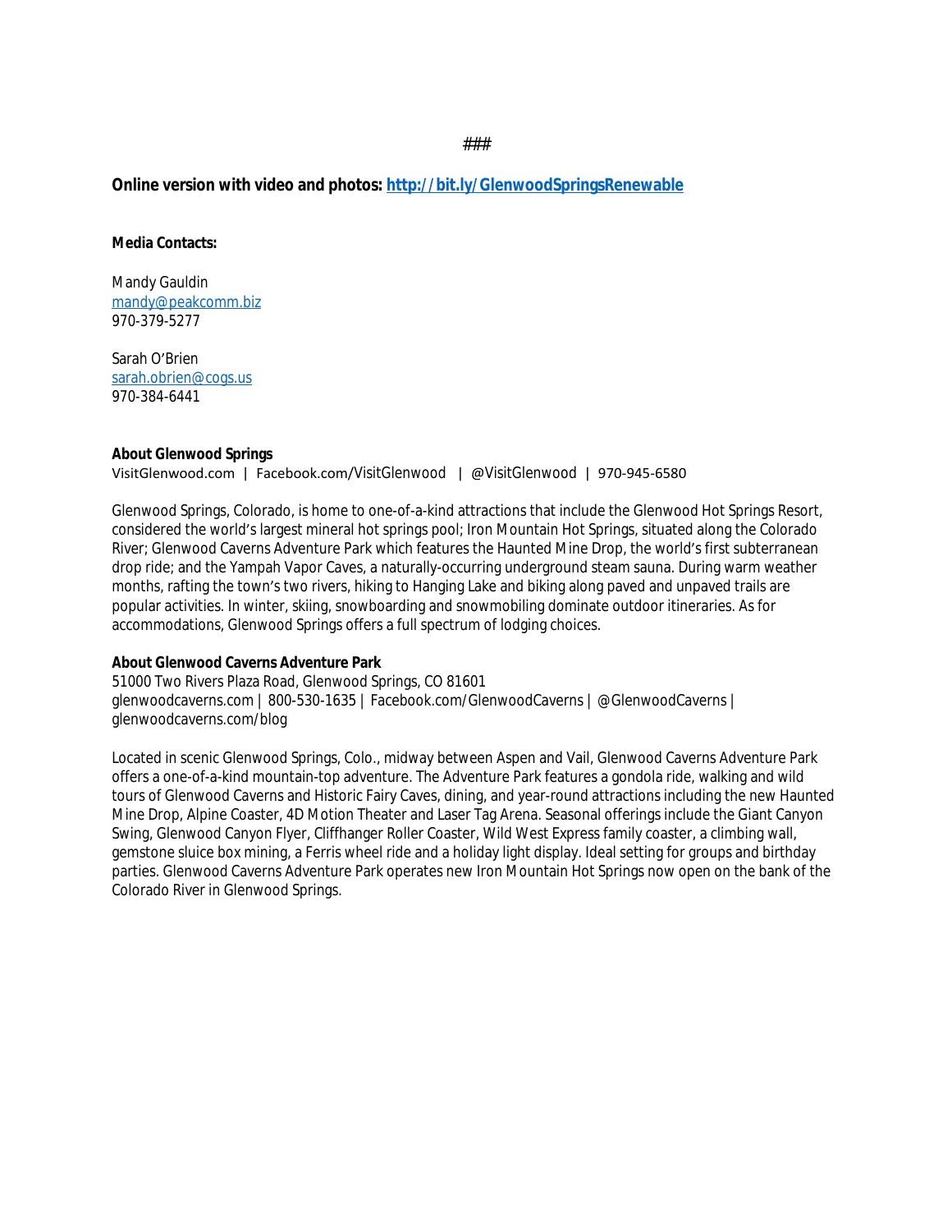###

**Online version with video and photos: [http://bit.ly/GlenwoodSpringsRenewable](http://bit.ly/GlenwoodSpringsRenewable)**

**Media Contacts:**

Mandy Gauldin
[mandy@peakcomm.biz](mailto:mandy@peakcomm.biz)
970-379-5277

Sarah O'Brien
[sarah.obrien@cogs.us](mailto:sarah.obrien@cogs.us)
970-384-6441

**About Glenwood Springs**
VisitGlenwood.com | Facebook.com/VisitGlenwood | @VisitGlenwood | 970-945-6580

Glenwood Springs, Colorado, is home to one-of-a-kind attractions that include the Glenwood Hot Springs Resort, considered the world's largest mineral hot springs pool; Iron Mountain Hot Springs, situated along the Colorado River; Glenwood Caverns Adventure Park which features the Haunted Mine Drop, the world's first subterranean drop ride; and the Yampah Vapor Caves, a naturally-occurring underground steam sauna. During warm weather months, rafting the town's two rivers, hiking to Hanging Lake and biking along paved and unpaved trails are popular activities. In winter, skiing, snowboarding and snowmobiling dominate outdoor itineraries. As for accommodations, Glenwood Springs offers a full spectrum of lodging choices.

**About Glenwood Caverns Adventure Park**
51000 Two Rivers Plaza Road, Glenwood Springs, CO 81601
glenwoodcaverns.com | 800-530-1635 | Facebook.com/GlenwoodCaverns | @GlenwoodCaverns | glenwoodcaverns.com/blog

Located in scenic Glenwood Springs, Colo., midway between Aspen and Vail, Glenwood Caverns Adventure Park offers a one-of-a-kind mountain-top adventure. The Adventure Park features a gondola ride, walking and wild tours of Glenwood Caverns and Historic Fairy Caves, dining, and year-round attractions including the new Haunted Mine Drop, Alpine Coaster, 4D Motion Theater and Laser Tag Arena. Seasonal offerings include the Giant Canyon Swing, Glenwood Canyon Flyer, Cliffhanger Roller Coaster, Wild West Express family coaster, a climbing wall, gemstone sluice box mining, a Ferris wheel ride and a holiday light display. Ideal setting for groups and birthday parties. Glenwood Caverns Adventure Park operates new Iron Mountain Hot Springs now open on the bank of the Colorado River in Glenwood Springs.